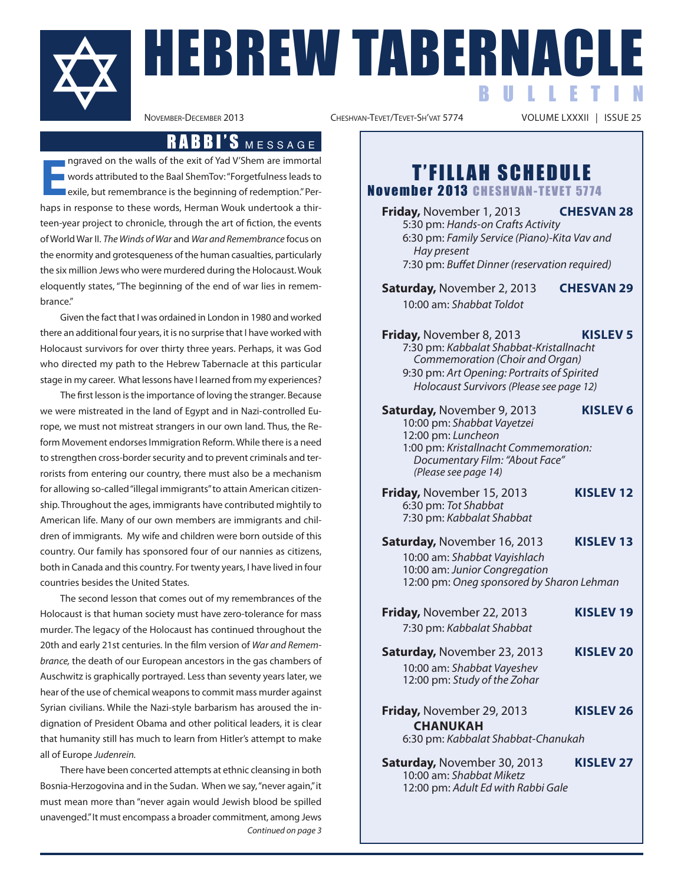# HEBREW TABERNACLE BULLETIN

November-December 2013 | Cheshvan-Tevet/Tevet-Sh'vat 5774 | VOLUME LXXXII | ISSUE 25

## RABBI'S MESSAGE

Engraved on the walls of the exit of Yad V'Shem are immortal words attributed to the Baal ShemTov: "Forgetfulness leads to exile, but remembrance is the beginning of redemption." Perhaps in response to these words, Herman Wouk undertook a thirteen-year project to chronicle, through the art of fiction, the events of World War II. *The Winds of War* and *War and Remembrance* focus on the enormity and grotesqueness of the human casualties, particularly the six million Jews who were murdered during the Holocaust. Wouk eloquently states, "The beginning of the end of war lies in remembrance."

Given the fact that I was ordained in London in 1980 and worked there an additional four years, it is no surprise that I have worked with Holocaust survivors for over thirty three years. Perhaps, it was God who directed my path to the Hebrew Tabernacle at this particular stage in my career. What lessons have I learned from my experiences?

The first lesson is the importance of loving the stranger. Because we were mistreated in the land of Egypt and in Nazi-controlled Europe, we must not mistreat strangers in our own land. Thus, the Reform Movement endorses Immigration Reform. While there is a need to strengthen cross-border security and to prevent criminals and terrorists from entering our country, there must also be a mechanism for allowing so-called "illegal immigrants" to attain American citizenship. Throughout the ages, immigrants have contributed mightily to American life. Many of our own members are immigrants and children of immigrants. My wife and children were born outside of this country. Our family has sponsored four of our nannies as citizens, both in Canada and this country. For twenty years, I have lived in four countries besides the United States.

The second lesson that comes out of my remembrances of the Holocaust is that human society must have zero-tolerance for mass murder. The legacy of the Holocaust has continued throughout the 20th and early 21st centuries. In the film version of *War and Remembrance,* the death of our European ancestors in the gas chambers of Auschwitz is graphically portrayed. Less than seventy years later, we hear of the use of chemical weapons to commit mass murder against Syrian civilians. While the Nazi-style barbarism has aroused the indignation of President Obama and other political leaders, it is clear that humanity still has much to learn from Hitler's attempt to make all of Europe *Judenrein.*

There have been concerted attempts at ethnic cleansing in both Bosnia-Herzogovina and in the Sudan. When we say, "never again," it must mean more than "never again would Jewish blood be spilled unavenged." It must encompass a broader commitment, among Jews

*Continued on page 3*

## T'FILLAH SCHEDULE

### November 2013 CHESHVAN-TEVET 5774

**Friday,** November 1, 2013 — **CHESVAN 28**
- 5:30 pm: *Hands-on Crafts Activity*
- 6:30 pm: *Family Service (Piano)-Kita Vav and Hay present*
- 7:30 pm: *Buffet Dinner (reservation required)*

**Saturday,** November 2, 2013 — **CHESVAN 29**
- 10:00 am: *Shabbat Toldot*

**Friday,** November 8, 2013 — **KISLEV 5**
- 7:30 pm: *Kabbalat Shabbat-Kristallnacht Commemoration (Choir and Organ)*
- 9:30 pm: *Art Opening: Portraits of Spirited Holocaust Survivors (Please see page 12)*

**Saturday,** November 9, 2013 — **KISLEV 6**
- 10:00 pm: *Shabbat Vayetzei*
- 12:00 pm: *Luncheon*
- 1:00 pm: *Kristallnacht Commemoration: Documentary Film: "About Face" (Please see page 14)*

**Friday,** November 15, 2013 — **KISLEV 12**
- 6:30 pm: *Tot Shabbat*
- 7:30 pm: *Kabbalat Shabbat*

**Saturday,** November 16, 2013 — **KISLEV 13**
- 10:00 am: *Shabbat Vayishlach*
- 10:00 am: *Junior Congregation*
- 12:00 pm: *Oneg sponsored by Sharon Lehman*

**Friday,** November 22, 2013 — **KISLEV 19**
- 7:30 pm: *Kabbalat Shabbat*

**Saturday,** November 23, 2013 — **KISLEV 20**
- 10:00 am: *Shabbat Vayeshev*
- 12:00 pm: *Study of the Zohar*

**Friday,** November 29, 2013 — **KISLEV 26**
**CHANUKAH**
- 6:30 pm: *Kabbalat Shabbat-Chanukah*

**Saturday,** November 30, 2013 — **KISLEV 27**
- 10:00 am: *Shabbat Miketz*
- 12:00 pm: *Adult Ed with Rabbi Gale*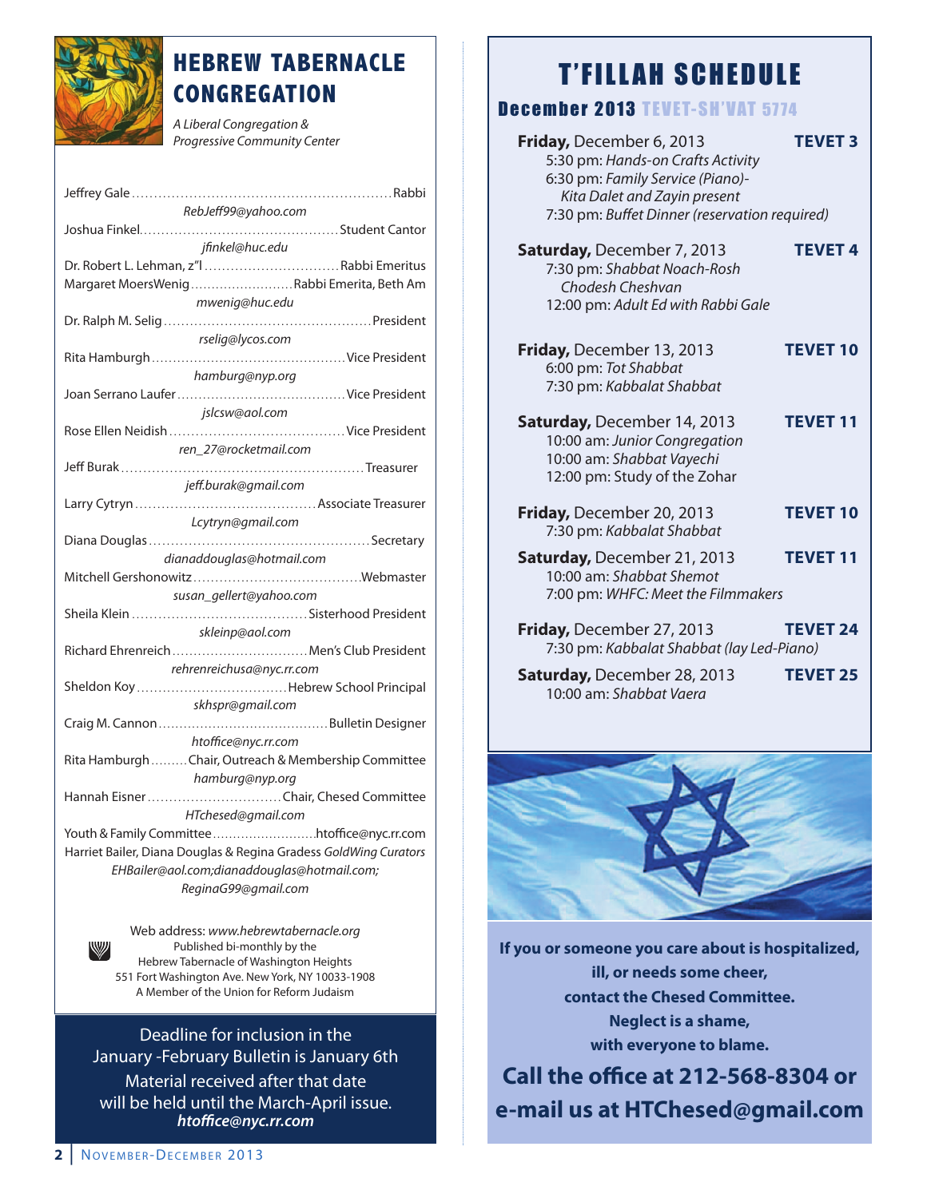# HEBREW TABERNACLE CONGREGATION

*A Liberal Congregation & Progressive Community Center*

Jeffrey Gale .......... Rabbi
*RebJeff99@yahoo.com*

Joshua Finkel .......... Student Cantor
*jfinkel@huc.edu*

Dr. Robert L. Lehman, z"l .......... Rabbi Emeritus

Margaret MoersWenig .......... Rabbi Emerita, Beth Am
*mwenig@huc.edu*

Dr. Ralph M. Selig .......... President
*rselig@lycos.com*

Rita Hamburgh .......... Vice President
*hamburg@nyp.org*

Joan Serrano Laufer .......... Vice President
*jslcsw@aol.com*

Rose Ellen Neidish .......... Vice President
*ren_27@rocketmail.com*

Jeff Burak .......... Treasurer
*jeff.burak@gmail.com*

Larry Cytryn .......... Associate Treasurer
*Lcytryn@gmail.com*

Diana Douglas .......... Secretary
*dianaddouglas@hotmail.com*

Mitchell Gershonowitz .......... Webmaster
*susan_gellert@yahoo.com*

Sheila Klein .......... Sisterhood President
*skleinp@aol.com*

Richard Ehrenreich .......... Men's Club President
*rehrenreichusa@nyc.rr.com*

Sheldon Koy .......... Hebrew School Principal
*skhspr@gmail.com*

Craig M. Cannon .......... Bulletin Designer
*htoffice@nyc.rr.com*

Rita Hamburgh .......... Chair, Outreach & Membership Committee
*hamburg@nyp.org*

Hannah Eisner .......... Chair, Chesed Committee
*HTchesed@gmail.com*

Youth & Family Committee .......... htoffice@nyc.rr.com

Harriet Bailer, Diana Douglas & Regina Gradess *GoldWing Curators*
*EHBailer@aol.com;dianaddouglas@hotmail.com; ReginaG99@gmail.com*

Web address: *www.hebrewtabernacle.org*
Published bi-monthly by the
Hebrew Tabernacle of Washington Heights
551 Fort Washington Ave. New York, NY 10033-1908
A Member of the Union for Reform Judaism

Deadline for inclusion in the January -February Bulletin is January 6th
Material received after that date will be held until the March-April issue.
***htoffice@nyc.rr.com***

# T'FILLAH SCHEDULE

## December 2013 TEVET-SH'VAT 5774

**Friday,** December 6, 2013 — **TEVET 3**
5:30 pm: *Hands-on Crafts Activity*
6:30 pm: *Family Service (Piano)- Kita Dalet and Zayin present*
7:30 pm: *Buffet Dinner (reservation required)*

**Saturday,** December 7, 2013 — **TEVET 4**
7:30 pm: *Shabbat Noach-Rosh Chodesh Cheshvan*
12:00 pm: *Adult Ed with Rabbi Gale*

**Friday,** December 13, 2013 — **TEVET 10**
6:00 pm: *Tot Shabbat*
7:30 pm: *Kabbalat Shabbat*

**Saturday,** December 14, 2013 — **TEVET 11**
10:00 am: *Junior Congregation*
10:00 am: *Shabbat Vayechi*
12:00 pm: Study of the Zohar

**Friday,** December 20, 2013 — **TEVET 10**
7:30 pm: *Kabbalat Shabbat*

**Saturday,** December 21, 2013 — **TEVET 11**
10:00 am: *Shabbat Shemot*
7:00 pm: *WHFC: Meet the Filmmakers*

**Friday,** December 27, 2013 — **TEVET 24**
7:30 pm: *Kabbalat Shabbat (lay Led-Piano)*

**Saturday,** December 28, 2013 — **TEVET 25**
10:00 am: *Shabbat Vaera*

**If you or someone you care about is hospitalized, ill, or needs some cheer, contact the Chesed Committee. Neglect is a shame, with everyone to blame.**

**Call the office at 212-568-8304 or e-mail us at HTChesed@gmail.com**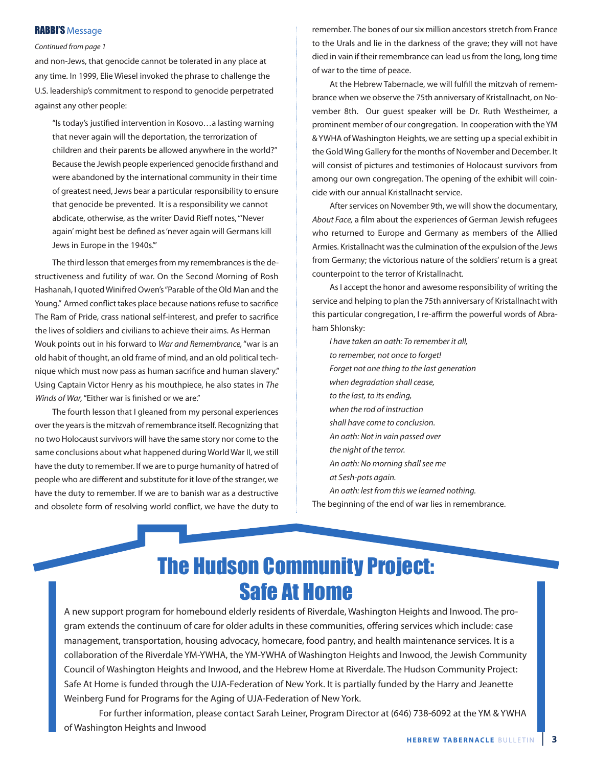## RABBI'S Message

*Continued from page 1*

and non-Jews, that genocide cannot be tolerated in any place at any time. In 1999, Elie Wiesel invoked the phrase to challenge the U.S. leadership's commitment to respond to genocide perpetrated against any other people:

> "Is today's justified intervention in Kosovo…a lasting warning that never again will the deportation, the terrorization of children and their parents be allowed anywhere in the world?" Because the Jewish people experienced genocide firsthand and were abandoned by the international community in their time of greatest need, Jews bear a particular responsibility to ensure that genocide be prevented. It is a responsibility we cannot abdicate, otherwise, as the writer David Rieff notes, "'Never again' might best be defined as 'never again will Germans kill Jews in Europe in the 1940s.'"

The third lesson that emerges from my remembrances is the destructiveness and futility of war. On the Second Morning of Rosh Hashanah, I quoted Winifred Owen's "Parable of the Old Man and the Young." Armed conflict takes place because nations refuse to sacrifice The Ram of Pride, crass national self-interest, and prefer to sacrifice the lives of soldiers and civilians to achieve their aims. As Herman Wouk points out in his forward to *War and Remembrance,* "war is an old habit of thought, an old frame of mind, and an old political technique which must now pass as human sacrifice and human slavery." Using Captain Victor Henry as his mouthpiece, he also states in *The Winds of War,* "Either war is finished or we are."

The fourth lesson that I gleaned from my personal experiences over the years is the mitzvah of remembrance itself. Recognizing that no two Holocaust survivors will have the same story nor come to the same conclusions about what happened during World War II, we still have the duty to remember. If we are to purge humanity of hatred of people who are different and substitute for it love of the stranger, we have the duty to remember. If we are to banish war as a destructive and obsolete form of resolving world conflict, we have the duty to remember. The bones of our six million ancestors stretch from France to the Urals and lie in the darkness of the grave; they will not have died in vain if their remembrance can lead us from the long, long time of war to the time of peace.

At the Hebrew Tabernacle, we will fulfill the mitzvah of remembrance when we observe the 75th anniversary of Kristallnacht, on November 8th. Our guest speaker will be Dr. Ruth Westheimer, a prominent member of our congregation. In cooperation with the YM & YWHA of Washington Heights, we are setting up a special exhibit in the Gold Wing Gallery for the months of November and December. It will consist of pictures and testimonies of Holocaust survivors from among our own congregation. The opening of the exhibit will coincide with our annual Kristallnacht service.

After services on November 9th, we will show the documentary, *About Face,* a film about the experiences of German Jewish refugees who returned to Europe and Germany as members of the Allied Armies. Kristallnacht was the culmination of the expulsion of the Jews from Germany; the victorious nature of the soldiers' return is a great counterpoint to the terror of Kristallnacht.

As I accept the honor and awesome responsibility of writing the service and helping to plan the 75th anniversary of Kristallnacht with this particular congregation, I re-affirm the powerful words of Abraham Shlonsky:

*I have taken an oath: To remember it all,*
*to remember, not once to forget!*
*Forget not one thing to the last generation*
*when degradation shall cease,*
*to the last, to its ending,*
*when the rod of instruction*
*shall have come to conclusion.*
*An oath: Not in vain passed over*
*the night of the terror.*
*An oath: No morning shall see me*
*at Sesh-pots again.*
*An oath: lest from this we learned nothing.*

The beginning of the end of war lies in remembrance.

# The Hudson Community Project: Safe At Home

A new support program for homebound elderly residents of Riverdale, Washington Heights and Inwood. The program extends the continuum of care for older adults in these communities, offering services which include: case management, transportation, housing advocacy, homecare, food pantry, and health maintenance services. It is a collaboration of the Riverdale YM-YWHA, the YM-YWHA of Washington Heights and Inwood, the Jewish Community Council of Washington Heights and Inwood, and the Hebrew Home at Riverdale. The Hudson Community Project: Safe At Home is funded through the UJA-Federation of New York. It is partially funded by the Harry and Jeanette Weinberg Fund for Programs for the Aging of UJA-Federation of New York.

For further information, please contact Sarah Leiner, Program Director at (646) 738-6092 at the YM & YWHA of Washington Heights and Inwood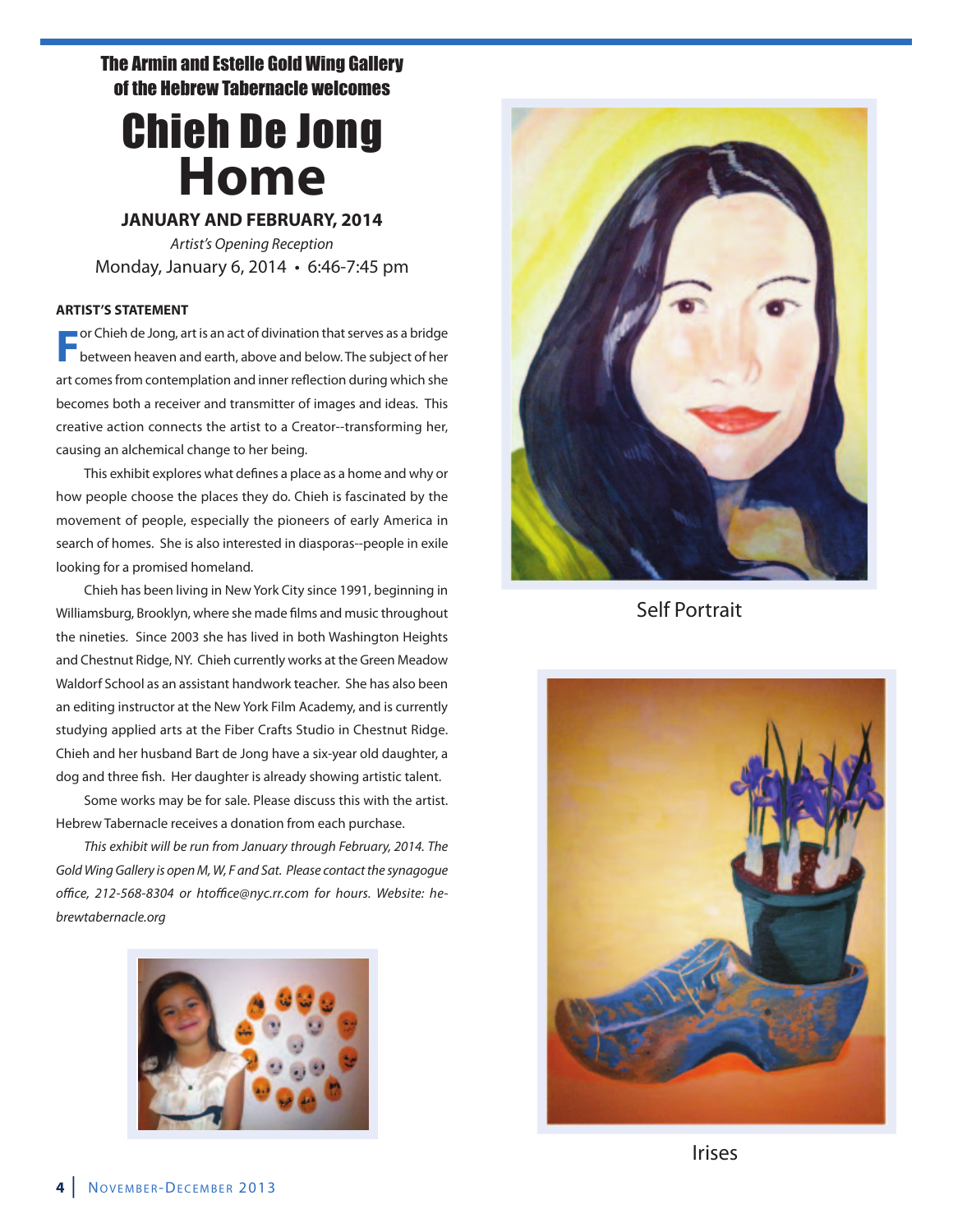The Armin and Estelle Gold Wing Gallery of the Hebrew Tabernacle welcomes

# Chieh De Jong
# Home

**JANUARY AND FEBRUARY, 2014**

*Artist's Opening Reception*

Monday, January 6, 2014 • 6:46-7:45 pm

**ARTIST'S STATEMENT**

For Chieh de Jong, art is an act of divination that serves as a bridge between heaven and earth, above and below. The subject of her art comes from contemplation and inner reflection during which she becomes both a receiver and transmitter of images and ideas. This creative action connects the artist to a Creator--transforming her, causing an alchemical change to her being.

This exhibit explores what defines a place as a home and why or how people choose the places they do. Chieh is fascinated by the movement of people, especially the pioneers of early America in search of homes. She is also interested in diasporas--people in exile looking for a promised homeland.

Chieh has been living in New York City since 1991, beginning in Williamsburg, Brooklyn, where she made films and music throughout the nineties. Since 2003 she has lived in both Washington Heights and Chestnut Ridge, NY. Chieh currently works at the Green Meadow Waldorf School as an assistant handwork teacher. She has also been an editing instructor at the New York Film Academy, and is currently studying applied arts at the Fiber Crafts Studio in Chestnut Ridge. Chieh and her husband Bart de Jong have a six-year old daughter, a dog and three fish. Her daughter is already showing artistic talent.

Some works may be for sale. Please discuss this with the artist. Hebrew Tabernacle receives a donation from each purchase.

*This exhibit will be run from January through February, 2014. The Gold Wing Gallery is open M, W, F and Sat. Please contact the synagogue office, 212-568-8304 or htoffice@nyc.rr.com for hours. Website: hebrewtabernacle.org*

Self Portrait

Irises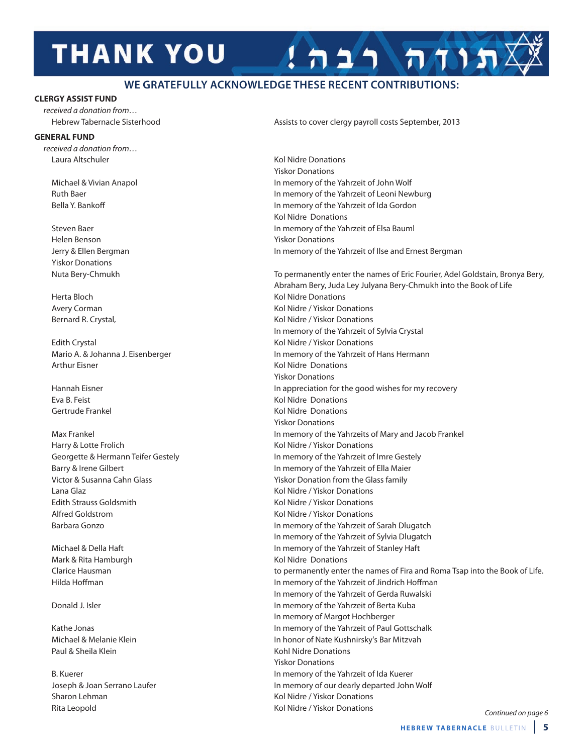# THANK YOU !תודה רבה

## WE GRATEFULLY ACKNOWLEDGE THESE RECENT CONTRIBUTIONS:

**CLERGY ASSIST FUND**

*received a donation from…*

| Donor | Note |
|---|---|
| Hebrew Tabernacle Sisterhood | Assists to cover clergy payroll costs September, 2013 |

**GENERAL FUND**

*received a donation from…*

| Donor | Note |
|---|---|
| Laura Altschuler | Kol Nidre Donations<br>Yiskor Donations |
| Michael & Vivian Anapol | In memory of the Yahrzeit of John Wolf |
| Ruth Baer | In memory of the Yahrzeit of Leoni Newburg |
| Bella Y. Bankoff | In memory of the Yahrzeit of Ida Gordon<br>Kol Nidre Donations |
| Steven Baer | In memory of the Yahrzeit of Elsa Bauml |
| Helen Benson | Yiskor Donations |
| Jerry & Ellen Bergman<br>Yiskor Donations | In memory of the Yahrzeit of Ilse and Ernest Bergman |
| Nuta Bery-Chmukh | To permanently enter the names of Eric Fourier, Adel Goldstain, Bronya Bery, Abraham Bery, Juda Ley Julyana Bery-Chmukh into the Book of Life |
| Herta Bloch | Kol Nidre Donations |
| Avery Corman | Kol Nidre / Yiskor Donations |
| Bernard R. Crystal, | Kol Nidre / Yiskor Donations<br>In memory of the Yahrzeit of Sylvia Crystal |
| Edith Crystal | Kol Nidre / Yiskor Donations |
| Mario A. & Johanna J. Eisenberger | In memory of the Yahrzeit of Hans Hermann |
| Arthur Eisner | Kol Nidre Donations<br>Yiskor Donations |
| Hannah Eisner | In appreciation for the good wishes for my recovery |
| Eva B. Feist | Kol Nidre Donations |
| Gertrude Frankel | Kol Nidre Donations<br>Yiskor Donations |
| Max Frankel | In memory of the Yahrzeits of Mary and Jacob Frankel |
| Harry & Lotte Frolich | Kol Nidre / Yiskor Donations |
| Georgette & Hermann Teifer Gestely | In memory of the Yahrzeit of Imre Gestely |
| Barry & Irene Gilbert | In memory of the Yahrzeit of Ella Maier |
| Victor & Susanna Cahn Glass | Yiskor Donation from the Glass family |
| Lana Glaz | Kol Nidre / Yiskor Donations |
| Edith Strauss Goldsmith | Kol Nidre / Yiskor Donations |
| Alfred Goldstrom | Kol Nidre / Yiskor Donations |
| Barbara Gonzo | In memory of the Yahrzeit of Sarah Dlugatch<br>In memory of the Yahrzeit of Sylvia Dlugatch |
| Michael & Della Haft | In memory of the Yahrzeit of Stanley Haft |
| Mark & Rita Hamburgh | Kol Nidre Donations |
| Clarice Hausman | to permanently enter the names of Fira and Roma Tsap into the Book of Life. |
| Hilda Hoffman | In memory of the Yahrzeit of Jindrich Hoffman<br>In memory of the Yahrzeit of Gerda Ruwalski |
| Donald J. Isler | In memory of the Yahrzeit of Berta Kuba<br>In memory of Margot Hochberger |
| Kathe Jonas | In memory of the Yahrzeit of Paul Gottschalk |
| Michael & Melanie Klein | In honor of Nate Kushnirsky's Bar Mitzvah |
| Paul & Sheila Klein | Kohl Nidre Donations<br>Yiskor Donations |
| B. Kuerer | In memory of the Yahrzeit of Ida Kuerer |
| Joseph & Joan Serrano Laufer | In memory of our dearly departed John Wolf |
| Sharon Lehman | Kol Nidre / Yiskor Donations |
| Rita Leopold | Kol Nidre / Yiskor Donations |

*Continued on page 6*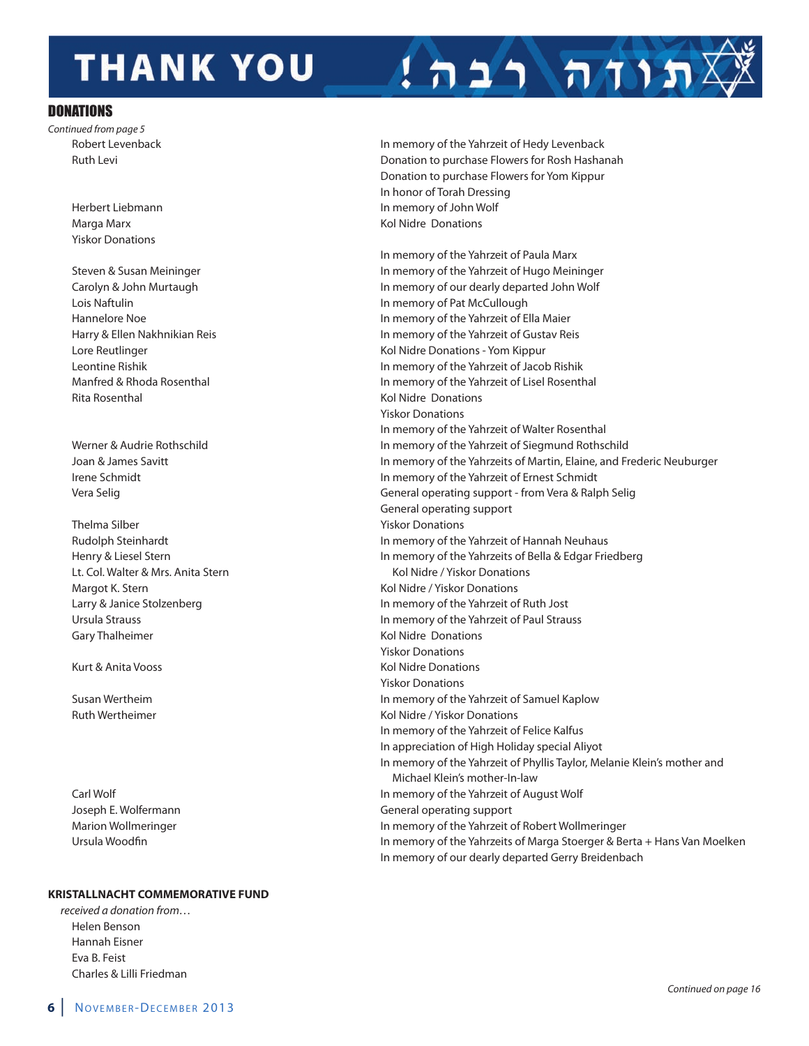# THANK YOU !תודה רבה

## DONATIONS

*Continued from page 5*

| Donor | Donation |
|---|---|
| Robert Levenback | In memory of the Yahrzeit of Hedy Levenback |
| Ruth Levi | Donation to purchase Flowers for Rosh Hashanah |
| | Donation to purchase Flowers for Yom Kippur |
| | In honor of Torah Dressing |
| Herbert Liebmann | In memory of John Wolf |
| Marga Marx | Kol Nidre Donations |
| | Yiskor Donations |
| | In memory of the Yahrzeit of Paula Marx |
| Steven & Susan Meininger | In memory of the Yahrzeit of Hugo Meininger |
| Carolyn & John Murtaugh | In memory of our dearly departed John Wolf |
| Lois Naftulin | In memory of Pat McCullough |
| Hannelore Noe | In memory of the Yahrzeit of Ella Maier |
| Harry & Ellen Nakhnikian Reis | In memory of the Yahrzeit of Gustav Reis |
| Lore Reutlinger | Kol Nidre Donations - Yom Kippur |
| Leontine Rishik | In memory of the Yahrzeit of Jacob Rishik |
| Manfred & Rhoda Rosenthal | In memory of the Yahrzeit of Lisel Rosenthal |
| Rita Rosenthal | Kol Nidre Donations |
| | Yiskor Donations |
| | In memory of the Yahrzeit of Walter Rosenthal |
| Werner & Audrie Rothschild | In memory of the Yahrzeit of Siegmund Rothschild |
| Joan & James Savitt | In memory of the Yahrzeits of Martin, Elaine, and Frederic Neuburger |
| Irene Schmidt | In memory of the Yahrzeit of Ernest Schmidt |
| Vera Selig | General operating support - from Vera & Ralph Selig |
| | General operating support |
| Thelma Silber | Yiskor Donations |
| Rudolph Steinhardt | In memory of the Yahrzeit of Hannah Neuhaus |
| Henry & Liesel Stern | In memory of the Yahrzeits of Bella & Edgar Friedberg |
| Lt. Col. Walter & Mrs. Anita Stern | Kol Nidre / Yiskor Donations |
| Margot K. Stern | Kol Nidre / Yiskor Donations |
| Larry & Janice Stolzenberg | In memory of the Yahrzeit of Ruth Jost |
| Ursula Strauss | In memory of the Yahrzeit of Paul Strauss |
| Gary Thalheimer | Kol Nidre Donations |
| | Yiskor Donations |
| Kurt & Anita Vooss | Kol Nidre Donations |
| | Yiskor Donations |
| Susan Wertheim | In memory of the Yahrzeit of Samuel Kaplow |
| Ruth Wertheimer | Kol Nidre / Yiskor Donations |
| | In memory of the Yahrzeit of Felice Kalfus |
| | In appreciation of High Holiday special Aliyot |
| | In memory of the Yahrzeit of Phyllis Taylor, Melanie Klein's mother and Michael Klein's mother-In-law |
| Carl Wolf | In memory of the Yahrzeit of August Wolf |
| Joseph E. Wolfermann | General operating support |
| Marion Wollmeringer | In memory of the Yahrzeit of Robert Wollmeringer |
| Ursula Woodfin | In memory of the Yahrzeits of Marga Stoerger & Berta + Hans Van Moelken |
| | In memory of our dearly departed Gerry Breidenbach |

### KRISTALLNACHT COMMEMORATIVE FUND

*received a donation from…*

Helen Benson
Hannah Eisner
Eva B. Feist
Charles & Lilli Friedman

*Continued on page 16*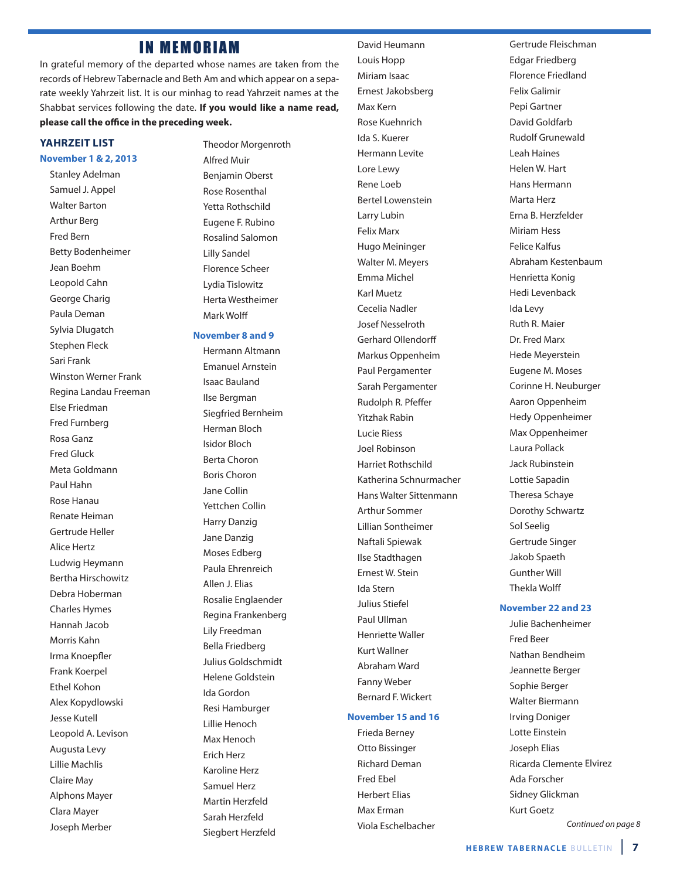# IN MEMORIAM

In grateful memory of the departed whose names are taken from the records of Hebrew Tabernacle and Beth Am and which appear on a separate weekly Yahrzeit list. It is our minhag to read Yahrzeit names at the Shabbat services following the date. **If you would like a name read, please call the office in the preceding week.**

## YAHRZEIT LIST

### November 1 & 2, 2013

Stanley Adelman
Samuel J. Appel
Walter Barton
Arthur Berg
Fred Bern
Betty Bodenheimer
Jean Boehm
Leopold Cahn
George Charig
Paula Deman
Sylvia Dlugatch
Stephen Fleck
Sari Frank
Winston Werner Frank
Regina Landau Freeman
Else Friedman
Fred Furnberg
Rosa Ganz
Fred Gluck
Meta Goldmann
Paul Hahn
Rose Hanau
Renate Heiman
Gertrude Heller
Alice Hertz
Ludwig Heymann
Bertha Hirschowitz
Debra Hoberman
Charles Hymes
Hannah Jacob
Morris Kahn
Irma Knoepfler
Frank Koerpel
Ethel Kohon
Alex Kopydlowski
Jesse Kutell
Leopold A. Levison
Augusta Levy
Lillie Machlis
Claire May
Alphons Mayer
Clara Mayer
Joseph Merber
Theodor Morgenroth
Alfred Muir
Benjamin Oberst
Rose Rosenthal
Yetta Rothschild
Eugene F. Rubino
Rosalind Salomon
Lilly Sandel
Florence Scheer
Lydia Tislowitz
Herta Westheimer
Mark Wolff

### November 8 and 9

Hermann Altmann
Emanuel Arnstein
Isaac Bauland
Ilse Bergman
Siegfried Bernheim
Herman Bloch
Isidor Bloch
Berta Choron
Boris Choron
Jane Collin
Yettchen Collin
Harry Danzig
Jane Danzig
Moses Edberg
Paula Ehrenreich
Allen J. Elias
Rosalie Englaender
Regina Frankenberg
Lily Freedman
Bella Friedberg
Julius Goldschmidt
Helene Goldstein
Ida Gordon
Resi Hamburger
Lillie Henoch
Max Henoch
Erich Herz
Karoline Herz
Samuel Herz
Martin Herzfeld
Sarah Herzfeld
Siegbert Herzfeld
David Heumann
Louis Hopp
Miriam Isaac
Ernest Jakobsberg
Max Kern
Rose Kuehnrich
Ida S. Kuerer
Hermann Levite
Lore Lewy
Rene Loeb
Bertel Lowenstein
Larry Lubin
Felix Marx
Hugo Meininger
Walter M. Meyers
Emma Michel
Karl Muetz
Cecelia Nadler
Josef Nesselroth
Gerhard Ollendorff
Markus Oppenheim
Paul Pergamenter
Sarah Pergamenter
Rudolph R. Pfeffer
Yitzhak Rabin
Lucie Riess
Joel Robinson
Harriet Rothschild
Katherina Schnurmacher
Hans Walter Sittenmann
Arthur Sommer
Lillian Sontheimer
Naftali Spiewak
Ilse Stadthagen
Ernest W. Stein
Ida Stern
Julius Stiefel
Paul Ullman
Henriette Waller
Kurt Wallner
Abraham Ward
Fanny Weber
Bernard F. Wickert

### November 15 and 16

Frieda Berney
Otto Bissinger
Richard Deman
Fred Ebel
Herbert Elias
Max Erman
Viola Eschelbacher
Gertrude Fleischman
Edgar Friedberg
Florence Friedland
Felix Galimir
Pepi Gartner
David Goldfarb
Rudolf Grunewald
Leah Haines
Helen W. Hart
Hans Hermann
Marta Herz
Erna B. Herzfelder
Miriam Hess
Felice Kalfus
Abraham Kestenbaum
Henrietta Konig
Hedi Levenback
Ida Levy
Ruth R. Maier
Dr. Fred Marx
Hede Meyerstein
Eugene M. Moses
Corinne H. Neuburger
Aaron Oppenheim
Hedy Oppenheimer
Max Oppenheimer
Laura Pollack
Jack Rubinstein
Lottie Sapadin
Theresa Schaye
Dorothy Schwartz
Sol Seelig
Gertrude Singer
Jakob Spaeth
Gunther Will
Thekla Wolff

### November 22 and 23

Julie Bachenheimer
Fred Beer
Nathan Bendheim
Jeannette Berger
Sophie Berger
Walter Biermann
Irving Doniger
Lotte Einstein
Joseph Elias
Ricarda Clemente Elvirez
Ada Forscher
Sidney Glickman
Kurt Goetz

*Continued on page 8*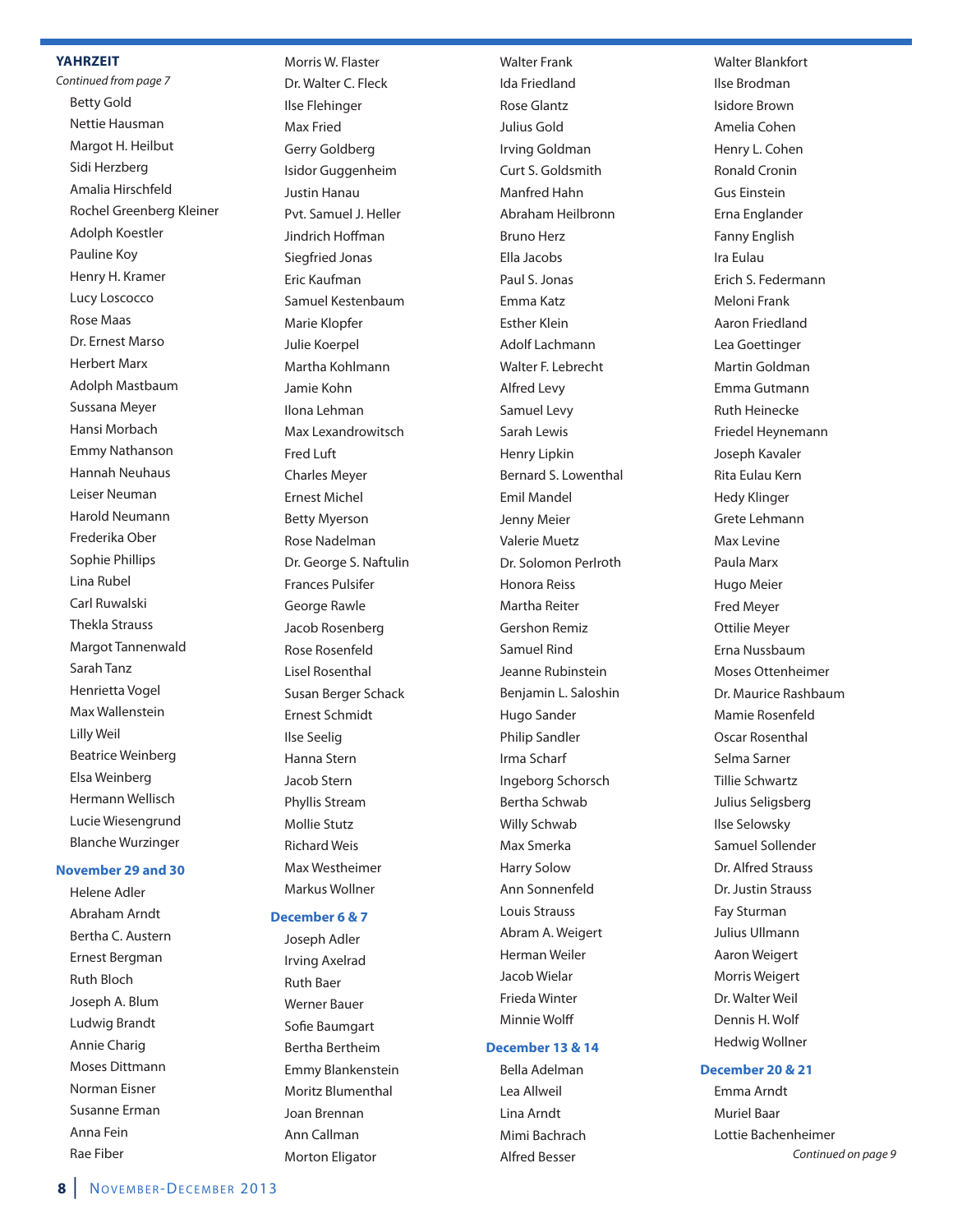## YAHRZEIT

*Continued from page 7*

Betty Gold
Nettie Hausman
Margot H. Heilbut
Sidi Herzberg
Amalia Hirschfeld
Rochel Greenberg Kleiner
Adolph Koestler
Pauline Koy
Henry H. Kramer
Lucy Loscocco
Rose Maas
Dr. Ernest Marso
Herbert Marx
Adolph Mastbaum
Sussana Meyer
Hansi Morbach
Emmy Nathanson
Hannah Neuhaus
Leiser Neuman
Harold Neumann
Frederika Ober
Sophie Phillips
Lina Rubel
Carl Ruwalski
Thekla Strauss
Margot Tannenwald
Sarah Tanz
Henrietta Vogel
Max Wallenstein
Lilly Weil
Beatrice Weinberg
Elsa Weinberg
Hermann Wellisch
Lucie Wiesengrund
Blanche Wurzinger

### November 29 and 30

Helene Adler
Abraham Arndt
Bertha C. Austern
Ernest Bergman
Ruth Bloch
Joseph A. Blum
Ludwig Brandt
Annie Charig
Moses Dittmann
Norman Eisner
Susanne Erman
Anna Fein
Rae Fiber
Morris W. Flaster
Dr. Walter C. Fleck
Ilse Flehinger
Max Fried
Gerry Goldberg
Isidor Guggenheim
Justin Hanau
Pvt. Samuel J. Heller
Jindrich Hoffman
Siegfried Jonas
Eric Kaufman
Samuel Kestenbaum
Marie Klopfer
Julie Koerpel
Martha Kohlmann
Jamie Kohn
Ilona Lehman
Max Lexandrowitsch
Fred Luft
Charles Meyer
Ernest Michel
Betty Myerson
Rose Nadelman
Dr. George S. Naftulin
Frances Pulsifer
George Rawle
Jacob Rosenberg
Rose Rosenfeld
Lisel Rosenthal
Susan Berger Schack
Ernest Schmidt
Ilse Seelig
Hanna Stern
Jacob Stern
Phyllis Stream
Mollie Stutz
Richard Weis
Max Westheimer
Markus Wollner

### December 6 & 7

Joseph Adler
Irving Axelrad
Ruth Baer
Werner Bauer
Sofie Baumgart
Bertha Bertheim
Emmy Blankenstein
Moritz Blumenthal
Joan Brennan
Ann Callman
Morton Eligator
Walter Frank
Ida Friedland
Rose Glantz
Julius Gold
Irving Goldman
Curt S. Goldsmith
Manfred Hahn
Abraham Heilbronn
Bruno Herz
Ella Jacobs
Paul S. Jonas
Emma Katz
Esther Klein
Adolf Lachmann
Walter F. Lebrecht
Alfred Levy
Samuel Levy
Sarah Lewis
Henry Lipkin
Bernard S. Lowenthal
Emil Mandel
Jenny Meier
Valerie Muetz
Dr. Solomon Perlroth
Honora Reiss
Martha Reiter
Gershon Remiz
Samuel Rind
Jeanne Rubinstein
Benjamin L. Saloshin
Hugo Sander
Philip Sandler
Irma Scharf
Ingeborg Schorsch
Bertha Schwab
Willy Schwab
Max Smerka
Harry Solow
Ann Sonnenfeld
Louis Strauss
Abram A. Weigert
Herman Weiler
Jacob Wielar
Frieda Winter
Minnie Wolff

### December 13 & 14

Bella Adelman
Lea Allweil
Lina Arndt
Mimi Bachrach
Alfred Besser
Walter Blankfort
Ilse Brodman
Isidore Brown
Amelia Cohen
Henry L. Cohen
Ronald Cronin
Gus Einstein
Erna Englander
Fanny English
Ira Eulau
Erich S. Federmann
Meloni Frank
Aaron Friedland
Lea Goettinger
Martin Goldman
Emma Gutmann
Ruth Heinecke
Friedel Heynemann
Joseph Kavaler
Rita Eulau Kern
Hedy Klinger
Grete Lehmann
Max Levine
Paula Marx
Hugo Meier
Fred Meyer
Ottilie Meyer
Erna Nussbaum
Moses Ottenheimer
Dr. Maurice Rashbaum
Mamie Rosenfeld
Oscar Rosenthal
Selma Sarner
Tillie Schwartz
Julius Seligsberg
Ilse Selowsky
Samuel Sollender
Dr. Alfred Strauss
Dr. Justin Strauss
Fay Sturman
Julius Ullmann
Aaron Weigert
Morris Weigert
Dr. Walter Weil
Dennis H. Wolf
Hedwig Wollner

### December 20 & 21

Emma Arndt
Muriel Baar
Lottie Bachenheimer

*Continued on page 9*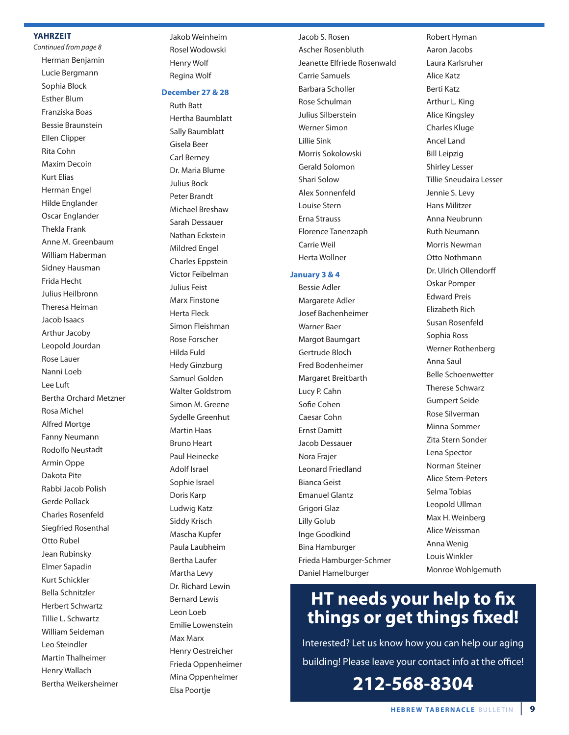## YAHRZEIT

*Continued from page 8*

Herman Benjamin
Lucie Bergmann
Sophia Block
Esther Blum
Franziska Boas
Bessie Braunstein
Ellen Clipper
Rita Cohn
Maxim Decoin
Kurt Elias
Herman Engel
Hilde Englander
Oscar Englander
Thekla Frank
Anne M. Greenbaum
William Haberman
Sidney Hausman
Frida Hecht
Julius Heilbronn
Theresa Heiman
Jacob Isaacs
Arthur Jacoby
Leopold Jourdan
Rose Lauer
Nanni Loeb
Lee Luft
Bertha Orchard Metzner
Rosa Michel
Alfred Mortge
Fanny Neumann
Rodolfo Neustadt
Armin Oppe
Dakota Pite
Rabbi Jacob Polish
Gerde Pollack
Charles Rosenfeld
Siegfried Rosenthal
Otto Rubel
Jean Rubinsky
Elmer Sapadin
Kurt Schickler
Bella Schnitzler
Herbert Schwartz
Tillie L. Schwartz
William Seideman
Leo Steindler
Martin Thalheimer
Henry Wallach
Bertha Weikersheimer
Jakob Weinheim
Rosel Wodowski
Henry Wolf
Regina Wolf

### December 27 & 28

Ruth Batt
Hertha Baumblatt
Sally Baumblatt
Gisela Beer
Carl Berney
Dr. Maria Blume
Julius Bock
Peter Brandt
Michael Breshaw
Sarah Dessauer
Nathan Eckstein
Mildred Engel
Charles Eppstein
Victor Feibelman
Julius Feist
Marx Finstone
Herta Fleck
Simon Fleishman
Rose Forscher
Hilda Fuld
Hedy Ginzburg
Samuel Golden
Walter Goldstrom
Simon M. Greene
Sydelle Greenhut
Martin Haas
Bruno Heart
Paul Heinecke
Adolf Israel
Sophie Israel
Doris Karp
Ludwig Katz
Siddy Krisch
Mascha Kupfer
Paula Laubheim
Bertha Laufer
Martha Levy
Dr. Richard Lewin
Bernard Lewis
Leon Loeb
Emilie Lowenstein
Max Marx
Henry Oestreicher
Frieda Oppenheimer
Mina Oppenheimer
Elsa Poortje
Jacob S. Rosen
Ascher Rosenbluth
Jeanette Elfriede Rosenwald
Carrie Samuels
Barbara Scholler
Rose Schulman
Julius Silberstein
Werner Simon
Lillie Sink
Morris Sokolowski
Gerald Solomon
Shari Solow
Alex Sonnenfeld
Louise Stern
Erna Strauss
Florence Tanenzaph
Carrie Weil
Herta Wollner

### January 3 & 4

Bessie Adler
Margarete Adler
Josef Bachenheimer
Warner Baer
Margot Baumgart
Gertrude Bloch
Fred Bodenheimer
Margaret Breitbarth
Lucy P. Cahn
Sofie Cohen
Caesar Cohn
Ernst Damitt
Jacob Dessauer
Nora Frajer
Leonard Friedland
Bianca Geist
Emanuel Glantz
Grigori Glaz
Lilly Golub
Inge Goodkind
Bina Hamburger
Frieda Hamburger-Schmer
Daniel Hamelburger
Robert Hyman
Aaron Jacobs
Laura Karlsruher
Alice Katz
Berti Katz
Arthur L. King
Alice Kingsley
Charles Kluge
Ancel Land
Bill Leipzig
Shirley Lesser
Tillie Sneudaira Lesser
Jennie S. Levy
Hans Militzer
Anna Neubrunn
Ruth Neumann
Morris Newman
Otto Nothmann
Dr. Ulrich Ollendorff
Oskar Pomper
Edward Preis
Elizabeth Rich
Susan Rosenfeld
Sophia Ross
Werner Rothenberg
Anna Saul
Belle Schoenwetter
Therese Schwarz
Gumpert Seide
Rose Silverman
Minna Sommer
Zita Stern Sonder
Lena Spector
Norman Steiner
Alice Stern-Peters
Selma Tobias
Leopold Ullman
Max H. Weinberg
Alice Weissman
Anna Wenig
Louis Winkler
Monroe Wohlgemuth

## HT needs your help to fix things or get things fixed!

Interested? Let us know how you can help our aging building! Please leave your contact info at the office!

**212-568-8304**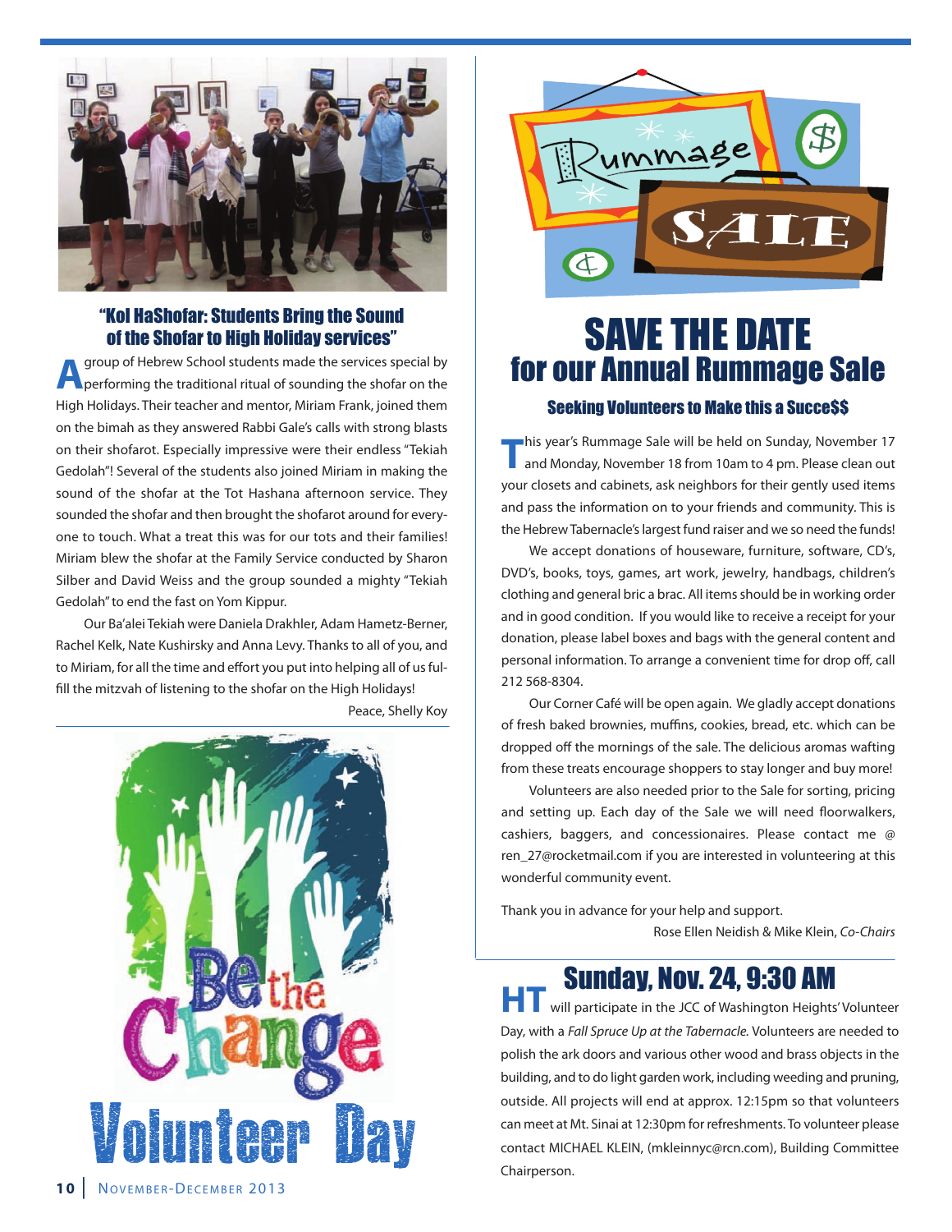## "Kol HaShofar: Students Bring the Sound of the Shofar to High Holiday services"

A group of Hebrew School students made the services special by performing the traditional ritual of sounding the shofar on the High Holidays. Their teacher and mentor, Miriam Frank, joined them on the bimah as they answered Rabbi Gale's calls with strong blasts on their shofarot. Especially impressive were their endless "Tekiah Gedolah"! Several of the students also joined Miriam in making the sound of the shofar at the Tot Hashana afternoon service. They sounded the shofar and then brought the shofarot around for everyone to touch. What a treat this was for our tots and their families! Miriam blew the shofar at the Family Service conducted by Sharon Silber and David Weiss and the group sounded a mighty "Tekiah Gedolah" to end the fast on Yom Kippur.

Our Ba'alei Tekiah were Daniela Drakhler, Adam Hametz-Berner, Rachel Kelk, Nate Kushirsky and Anna Levy. Thanks to all of you, and to Miriam, for all the time and effort you put into helping all of us fulfill the mitzvah of listening to the shofar on the High Holidays!

Peace, Shelly Koy

Be the Change

Volunteer Day

# SAVE THE DATE
## for our Annual Rummage Sale

### Seeking Volunteers to Make this a Succe$$

This year's Rummage Sale will be held on Sunday, November 17 and Monday, November 18 from 10am to 4 pm. Please clean out your closets and cabinets, ask neighbors for their gently used items and pass the information on to your friends and community. This is the Hebrew Tabernacle's largest fund raiser and we so need the funds!

We accept donations of houseware, furniture, software, CD's, DVD's, books, toys, games, art work, jewelry, handbags, children's clothing and general bric a brac. All items should be in working order and in good condition. If you would like to receive a receipt for your donation, please label boxes and bags with the general content and personal information. To arrange a convenient time for drop off, call 212 568-8304.

Our Corner Café will be open again. We gladly accept donations of fresh baked brownies, muffins, cookies, bread, etc. which can be dropped off the mornings of the sale. The delicious aromas wafting from these treats encourage shoppers to stay longer and buy more!

Volunteers are also needed prior to the Sale for sorting, pricing and setting up. Each day of the Sale we will need floorwalkers, cashiers, baggers, and concessionaires. Please contact me @ ren_27@rocketmail.com if you are interested in volunteering at this wonderful community event.

Thank you in advance for your help and support.

Rose Ellen Neidish & Mike Klein, *Co-Chairs*

## Sunday, Nov. 24, 9:30 AM

**HT** will participate in the JCC of Washington Heights' Volunteer Day, with a *Fall Spruce Up at the Tabernacle.* Volunteers are needed to polish the ark doors and various other wood and brass objects in the building, and to do light garden work, including weeding and pruning, outside. All projects will end at approx. 12:15pm so that volunteers can meet at Mt. Sinai at 12:30pm for refreshments. To volunteer please contact MICHAEL KLEIN, (mkleinnyc@rcn.com), Building Committee Chairperson.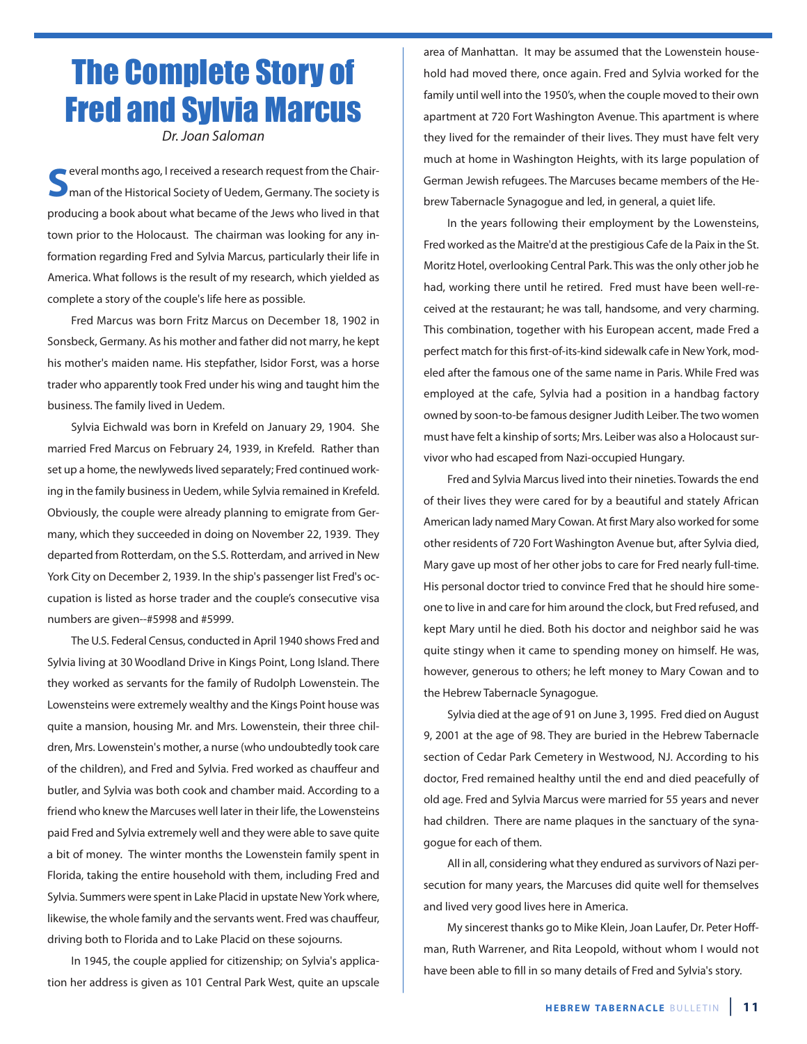# The Complete Story of Fred and Sylvia Marcus

*Dr. Joan Saloman*

Several months ago, I received a research request from the Chairman of the Historical Society of Uedem, Germany. The society is producing a book about what became of the Jews who lived in that town prior to the Holocaust. The chairman was looking for any information regarding Fred and Sylvia Marcus, particularly their life in America. What follows is the result of my research, which yielded as complete a story of the couple's life here as possible.

Fred Marcus was born Fritz Marcus on December 18, 1902 in Sonsbeck, Germany. As his mother and father did not marry, he kept his mother's maiden name. His stepfather, Isidor Forst, was a horse trader who apparently took Fred under his wing and taught him the business. The family lived in Uedem.

Sylvia Eichwald was born in Krefeld on January 29, 1904. She married Fred Marcus on February 24, 1939, in Krefeld. Rather than set up a home, the newlyweds lived separately; Fred continued working in the family business in Uedem, while Sylvia remained in Krefeld. Obviously, the couple were already planning to emigrate from Germany, which they succeeded in doing on November 22, 1939. They departed from Rotterdam, on the S.S. Rotterdam, and arrived in New York City on December 2, 1939. In the ship's passenger list Fred's occupation is listed as horse trader and the couple's consecutive visa numbers are given--#5998 and #5999.

The U.S. Federal Census, conducted in April 1940 shows Fred and Sylvia living at 30 Woodland Drive in Kings Point, Long Island. There they worked as servants for the family of Rudolph Lowenstein. The Lowensteins were extremely wealthy and the Kings Point house was quite a mansion, housing Mr. and Mrs. Lowenstein, their three children, Mrs. Lowenstein's mother, a nurse (who undoubtedly took care of the children), and Fred and Sylvia. Fred worked as chauffeur and butler, and Sylvia was both cook and chamber maid. According to a friend who knew the Marcuses well later in their life, the Lowensteins paid Fred and Sylvia extremely well and they were able to save quite a bit of money. The winter months the Lowenstein family spent in Florida, taking the entire household with them, including Fred and Sylvia. Summers were spent in Lake Placid in upstate New York where, likewise, the whole family and the servants went. Fred was chauffeur, driving both to Florida and to Lake Placid on these sojourns.

In 1945, the couple applied for citizenship; on Sylvia's application her address is given as 101 Central Park West, quite an upscale area of Manhattan. It may be assumed that the Lowenstein household had moved there, once again. Fred and Sylvia worked for the family until well into the 1950's, when the couple moved to their own apartment at 720 Fort Washington Avenue. This apartment is where they lived for the remainder of their lives. They must have felt very much at home in Washington Heights, with its large population of German Jewish refugees. The Marcuses became members of the Hebrew Tabernacle Synagogue and led, in general, a quiet life.

In the years following their employment by the Lowensteins, Fred worked as the Maitre'd at the prestigious Cafe de la Paix in the St. Moritz Hotel, overlooking Central Park. This was the only other job he had, working there until he retired. Fred must have been well-received at the restaurant; he was tall, handsome, and very charming. This combination, together with his European accent, made Fred a perfect match for this first-of-its-kind sidewalk cafe in New York, modeled after the famous one of the same name in Paris. While Fred was employed at the cafe, Sylvia had a position in a handbag factory owned by soon-to-be famous designer Judith Leiber. The two women must have felt a kinship of sorts; Mrs. Leiber was also a Holocaust survivor who had escaped from Nazi-occupied Hungary.

Fred and Sylvia Marcus lived into their nineties. Towards the end of their lives they were cared for by a beautiful and stately African American lady named Mary Cowan. At first Mary also worked for some other residents of 720 Fort Washington Avenue but, after Sylvia died, Mary gave up most of her other jobs to care for Fred nearly full-time. His personal doctor tried to convince Fred that he should hire someone to live in and care for him around the clock, but Fred refused, and kept Mary until he died. Both his doctor and neighbor said he was quite stingy when it came to spending money on himself. He was, however, generous to others; he left money to Mary Cowan and to the Hebrew Tabernacle Synagogue.

Sylvia died at the age of 91 on June 3, 1995. Fred died on August 9, 2001 at the age of 98. They are buried in the Hebrew Tabernacle section of Cedar Park Cemetery in Westwood, NJ. According to his doctor, Fred remained healthy until the end and died peacefully of old age. Fred and Sylvia Marcus were married for 55 years and never had children. There are name plaques in the sanctuary of the synagogue for each of them.

All in all, considering what they endured as survivors of Nazi persecution for many years, the Marcuses did quite well for themselves and lived very good lives here in America.

My sincerest thanks go to Mike Klein, Joan Laufer, Dr. Peter Hoffman, Ruth Warrener, and Rita Leopold, without whom I would not have been able to fill in so many details of Fred and Sylvia's story.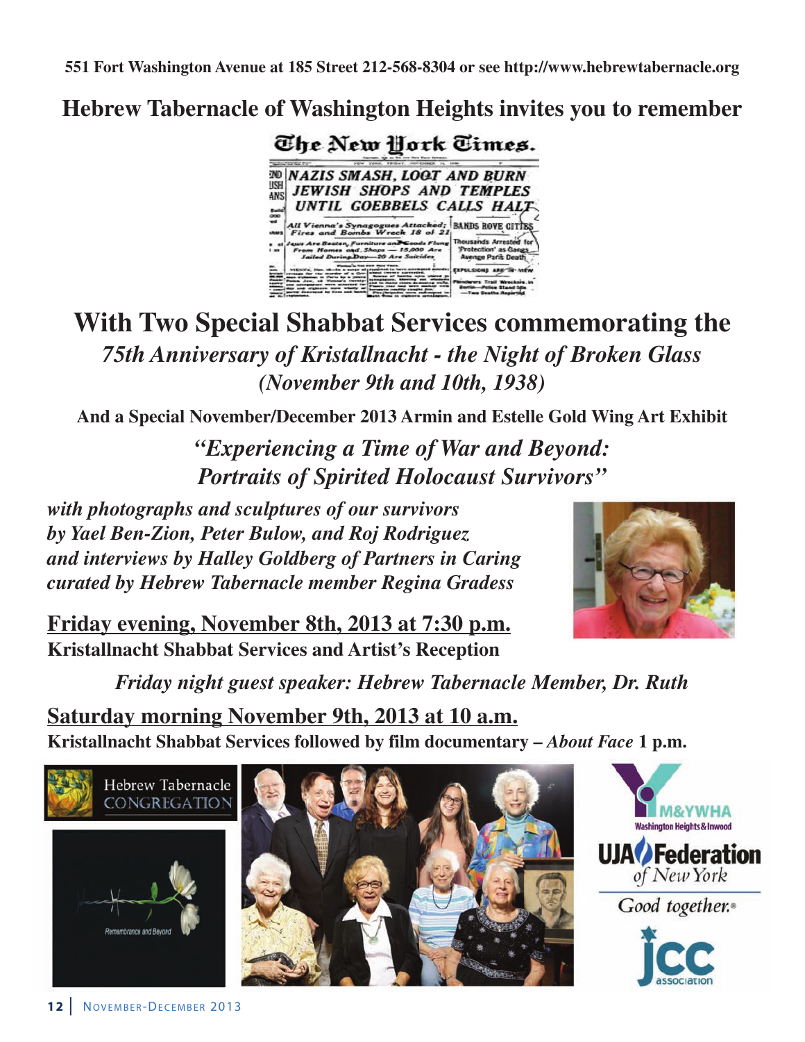**551 Fort Washington Avenue at 185 Street 212-568-8304 or see http://www.hebrewtabernacle.org**

# Hebrew Tabernacle of Washington Heights invites you to remember

## With Two Special Shabbat Services commemorating the

### *75th Anniversary of Kristallnacht - the Night of Broken Glass*
### *(November 9th and 10th, 1938)*

**And a Special November/December 2013 Armin and Estelle Gold Wing Art Exhibit**

### *"Experiencing a Time of War and Beyond: Portraits of Spirited Holocaust Survivors"*

***with photographs and sculptures of our survivors by Yael Ben-Zion, Peter Bulow, and Roj Rodriguez and interviews by Halley Goldberg of Partners in Caring curated by Hebrew Tabernacle member Regina Gradess***

**Friday evening, November 8th, 2013 at 7:30 p.m.**
**Kristallnacht Shabbat Services and Artist's Reception**

***Friday night guest speaker: Hebrew Tabernacle Member, Dr. Ruth***

**Saturday morning November 9th, 2013 at 10 a.m.**
**Kristallnacht Shabbat Services followed by film documentary – *About Face* 1 p.m.**

Hebrew Tabernacle CONGREGATION

Remembrance and Beyond

Y M&YWHA Washington Heights & Inwood

UJA Federation of New York — Good together.

jcc association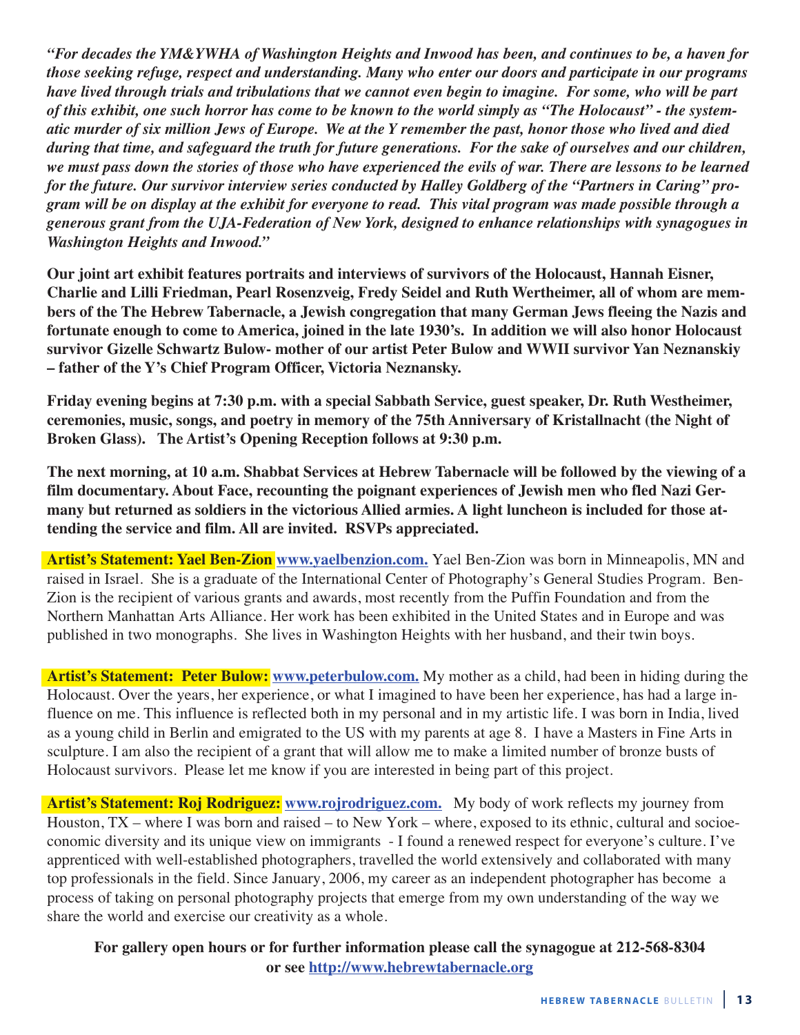***"For decades the YM&YWHA of Washington Heights and Inwood has been, and continues to be, a haven for those seeking refuge, respect and understanding. Many who enter our doors and participate in our programs have lived through trials and tribulations that we cannot even begin to imagine. For some, who will be part of this exhibit, one such horror has come to be known to the world simply as "The Holocaust" - the systematic murder of six million Jews of Europe. We at the Y remember the past, honor those who lived and died during that time, and safeguard the truth for future generations. For the sake of ourselves and our children, we must pass down the stories of those who have experienced the evils of war. There are lessons to be learned for the future. Our survivor interview series conducted by Halley Goldberg of the "Partners in Caring" program will be on display at the exhibit for everyone to read. This vital program was made possible through a generous grant from the UJA-Federation of New York, designed to enhance relationships with synagogues in Washington Heights and Inwood."***

**Our joint art exhibit features portraits and interviews of survivors of the Holocaust, Hannah Eisner, Charlie and Lilli Friedman, Pearl Rosenzveig, Fredy Seidel and Ruth Wertheimer, all of whom are members of the The Hebrew Tabernacle, a Jewish congregation that many German Jews fleeing the Nazis and fortunate enough to come to America, joined in the late 1930's. In addition we will also honor Holocaust survivor Gizelle Schwartz Bulow- mother of our artist Peter Bulow and WWII survivor Yan Neznanskiy – father of the Y's Chief Program Officer, Victoria Neznansky.**

**Friday evening begins at 7:30 p.m. with a special Sabbath Service, guest speaker, Dr. Ruth Westheimer, ceremonies, music, songs, and poetry in memory of the 75th Anniversary of Kristallnacht (the Night of Broken Glass). The Artist's Opening Reception follows at 9:30 p.m.**

**The next morning, at 10 a.m. Shabbat Services at Hebrew Tabernacle will be followed by the viewing of a film documentary. About Face, recounting the poignant experiences of Jewish men who fled Nazi Germany but returned as soldiers in the victorious Allied armies. A light luncheon is included for those attending the service and film. All are invited. RSVPs appreciated.**

**Artist's Statement: Yael Ben-Zion** [www.yaelbenzion.com.](http://www.yaelbenzion.com) Yael Ben-Zion was born in Minneapolis, MN and raised in Israel. She is a graduate of the International Center of Photography's General Studies Program. Ben-Zion is the recipient of various grants and awards, most recently from the Puffin Foundation and from the Northern Manhattan Arts Alliance. Her work has been exhibited in the United States and in Europe and was published in two monographs. She lives in Washington Heights with her husband, and their twin boys.

**Artist's Statement: Peter Bulow:** [www.peterbulow.com.](http://www.peterbulow.com) My mother as a child, had been in hiding during the Holocaust. Over the years, her experience, or what I imagined to have been her experience, has had a large influence on me. This influence is reflected both in my personal and in my artistic life. I was born in India, lived as a young child in Berlin and emigrated to the US with my parents at age 8. I have a Masters in Fine Arts in sculpture. I am also the recipient of a grant that will allow me to make a limited number of bronze busts of Holocaust survivors. Please let me know if you are interested in being part of this project.

**Artist's Statement: Roj Rodriguez:** [www.rojrodriguez.com.](http://www.rojrodriguez.com) My body of work reflects my journey from Houston, TX – where I was born and raised – to New York – where, exposed to its ethnic, cultural and socioeconomic diversity and its unique view on immigrants - I found a renewed respect for everyone's culture. I've apprenticed with well-established photographers, travelled the world extensively and collaborated with many top professionals in the field. Since January, 2006, my career as an independent photographer has become a process of taking on personal photography projects that emerge from my own understanding of the way we share the world and exercise our creativity as a whole.

**For gallery open hours or for further information please call the synagogue at 212-568-8304 or see [http://www.hebrewtabernacle.org](http://www.hebrewtabernacle.org)**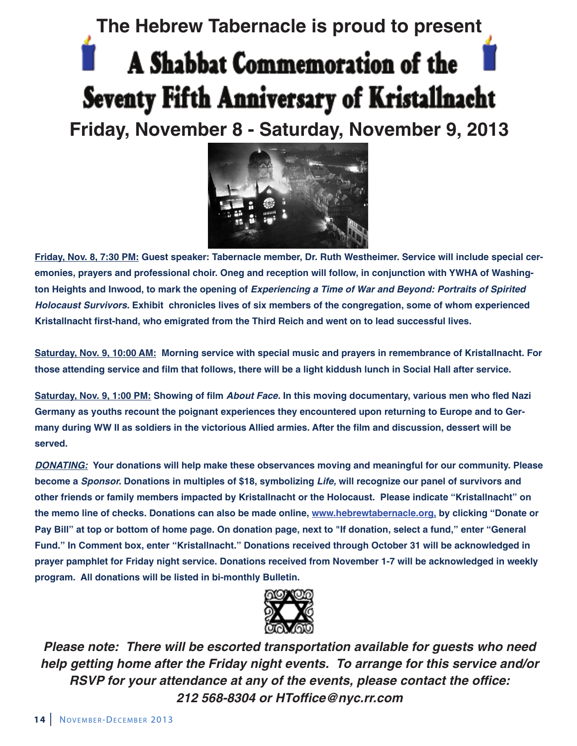## The Hebrew Tabernacle is proud to present

# A Shabbat Commemoration of the Seventy Fifth Anniversary of Kristallnacht

## Friday, November 8 - Saturday, November 9, 2013

**Friday, Nov. 8, 7:30 PM:** **Guest speaker: Tabernacle member, Dr. Ruth Westheimer. Service will include special ceremonies, prayers and professional choir. Oneg and reception will follow, in conjunction with YWHA of Washington Heights and Inwood, to mark the opening of *Experiencing a Time of War and Beyond: Portraits of Spirited Holocaust Survivors.* Exhibit chronicles lives of six members of the congregation, some of whom experienced Kristallnacht first-hand, who emigrated from the Third Reich and went on to lead successful lives.**

**Saturday, Nov. 9, 10:00 AM:** **Morning service with special music and prayers in remembrance of Kristallnacht. For those attending service and film that follows, there will be a light kiddush lunch in Social Hall after service.**

**Saturday, Nov. 9, 1:00 PM:** **Showing of film *About Face.* In this moving documentary, various men who fled Nazi Germany as youths recount the poignant experiences they encountered upon returning to Europe and to Germany during WW II as soldiers in the victorious Allied armies. After the film and discussion, dessert will be served.**

***DONATING:*** **Your donations will help make these observances moving and meaningful for our community. Please become a *Sponsor.* Donations in multiples of $18, symbolizing *Life,* will recognize our panel of survivors and other friends or family members impacted by Kristallnacht or the Holocaust. Please indicate "Kristallnacht" on the memo line of checks. Donations can also be made online, www.hebrewtabernacle.org, by clicking "Donate or Pay Bill" at top or bottom of home page. On donation page, next to "If donation, select a fund," enter "General Fund." In Comment box, enter "Kristallnacht." Donations received through October 31 will be acknowledged in prayer pamphlet for Friday night service. Donations received from November 1-7 will be acknowledged in weekly program. All donations will be listed in bi-monthly Bulletin.**

***Please note: There will be escorted transportation available for guests who need help getting home after the Friday night events. To arrange for this service and/or RSVP for your attendance at any of the events, please contact the office: 212 568-8304 or HToffice@nyc.rr.com***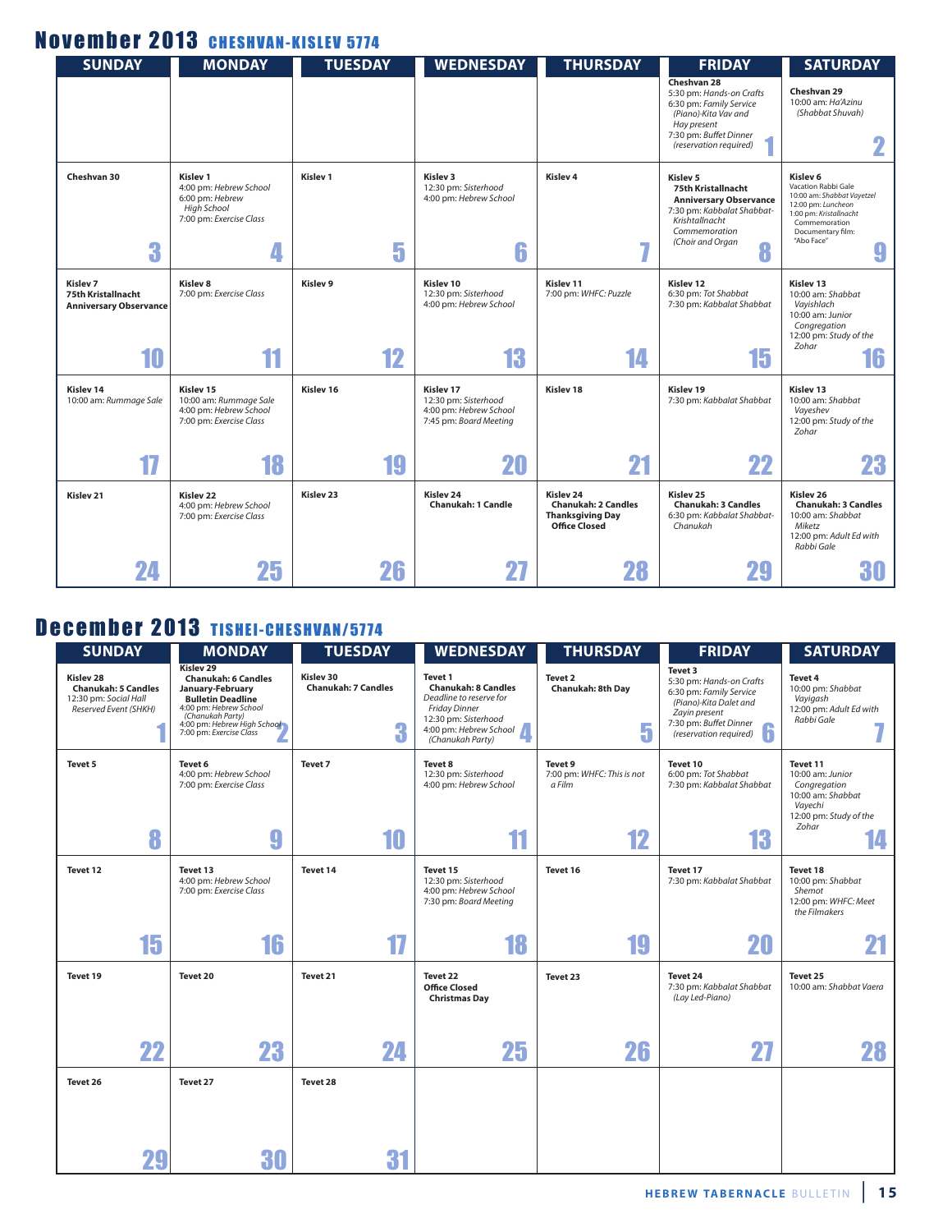# November 2013 CHESHVAN-KISLEV 5774

| SUNDAY | MONDAY | TUESDAY | WEDNESDAY | THURSDAY | FRIDAY | SATURDAY |
|---|---|---|---|---|---|---|
| | | | | | **Cheshvan 28**<br>5:30 pm: *Hands-on Crafts*<br>6:30 pm: *Family Service (Piano)-Kita Vav and Hay present*<br>7:30 pm: *Buffet Dinner (reservation required)*<br>**1** | **Cheshvan 29**<br>10:00 am: *Ha'Azinu (Shabbat Shuvah)*<br>**2** |
| **Cheshvan 30**<br>**3** | **Kislev 1**<br>4:00 pm: *Hebrew School*<br>6:00 pm: *Hebrew High School*<br>7:00 pm: *Exercise Class*<br>**4** | **Kislev 1**<br>**5** | **Kislev 3**<br>12:30 pm: *Sisterhood*<br>4:00 pm: *Hebrew School*<br>**6** | **Kislev 4**<br>**7** | **Kislev 5**<br>**75th Kristallnacht Anniversary Observance**<br>7:30 pm: *Kabbalat Shabbat-Krishtallnacht Commemoration (Choir and Organ*<br>**8** | **Kislev 6**<br>Vacation Rabbi Gale<br>10:00 am: *Shabbat Vayetzel*<br>12:00 pm: *Luncheon*<br>1:00 pm: *Kristallnacht Commemoration Documentary film: "Abo Face"*<br>**9** |
| **Kislev 7**<br>**75th Kristallnacht Anniversary Observance**<br>**10** | **Kislev 8**<br>7:00 pm: *Exercise Class*<br>**11** | **Kislev 9**<br>**12** | **Kislev 10**<br>12:30 pm: *Sisterhood*<br>4:00 pm: *Hebrew School*<br>**13** | **Kislev 11**<br>7:00 pm: *WHFC: Puzzle*<br>**14** | **Kislev 12**<br>6:30 pm: *Tot Shabbat*<br>7:30 pm: *Kabbalat Shabbat*<br>**15** | **Kislev 13**<br>10:00 am: *Shabbat Vayishlach*<br>10:00 am: *Junior Congregation*<br>12:00 pm: *Study of the Zohar*<br>**16** |
| **Kislev 14**<br>10:00 am: *Rummage Sale*<br>**17** | **Kislev 15**<br>10:00 am: *Rummage Sale*<br>4:00 pm: *Hebrew School*<br>7:00 pm: *Exercise Class*<br>**18** | **Kislev 16**<br>**19** | **Kislev 17**<br>12:30 pm: *Sisterhood*<br>4:00 pm: *Hebrew School*<br>7:45 pm: *Board Meeting*<br>**20** | **Kislev 18**<br>**21** | **Kislev 19**<br>7:30 pm: *Kabbalat Shabbat*<br>**22** | **Kislev 13**<br>10:00 am: *Shabbat Vayeshev*<br>12:00 pm: *Study of the Zohar*<br>**23** |
| **Kislev 21**<br>**24** | **Kislev 22**<br>4:00 pm: *Hebrew School*<br>7:00 pm: *Exercise Class*<br>**25** | **Kislev 23**<br>**26** | **Kislev 24**<br>**Chanukah: 1 Candle**<br>**27** | **Kislev 24**<br>**Chanukah: 2 Candles**<br>**Thanksgiving Day**<br>**Office Closed**<br>**28** | **Kislev 25**<br>**Chanukah: 3 Candles**<br>6:30 pm: *Kabbalat Shabbat-Chanukah*<br>**29** | **Kislev 26**<br>**Chanukah: 3 Candles**<br>10:00 am: *Shabbat Miketz*<br>12:00 pm: *Adult Ed with Rabbi Gale*<br>**30** |

# December 2013 TISHEI-CHESHVAN/5774

| SUNDAY | MONDAY | TUESDAY | WEDNESDAY | THURSDAY | FRIDAY | SATURDAY |
|---|---|---|---|---|---|---|
| **Kislev 28**<br>**Chanukah: 5 Candles**<br>12:30 pm: *Social Hall Reserved Event (SHKH)*<br>**1** | **Kislev 29**<br>**Chanukah: 6 Candles**<br>**January-February Bulletin Deadline**<br>4:00 pm: *Hebrew School (Chanukah Party)*<br>4:00 pm: *Hebrew High School*<br>7:00 pm: *Exercise Class*<br>**2** | **Kislev 30**<br>**Chanukah: 7 Candles**<br>**3** | **Tevet 1**<br>**Chanukah: 8 Candles**<br>*Deadline to reserve for Friday Dinner*<br>12:30 pm: *Sisterhood*<br>4:00 pm: *Hebrew School (Chanukah Party)*<br>**4** | **Tevet 2**<br>**Chanukah: 8th Day**<br>**5** | **Tevet 3**<br>5:30 pm: *Hands-on Crafts*<br>6:30 pm: *Family Service (Piano)-Kita Dalet and Zayin present*<br>7:30 pm: *Buffet Dinner (reservation required)*<br>**6** | **Tevet 4**<br>10:00 pm: *Shabbat Vayigash*<br>12:00 pm: *Adult Ed with Rabbi Gale*<br>**7** |
| **Tevet 5**<br>**8** | **Tevet 6**<br>4:00 pm: *Hebrew School*<br>7:00 pm: *Exercise Class*<br>**9** | **Tevet 7**<br>**10** | **Tevet 8**<br>12:30 pm: *Sisterhood*<br>4:00 pm: *Hebrew School*<br>**11** | **Tevet 9**<br>7:00 pm: *WHFC: This is not a Film*<br>**12** | **Tevet 10**<br>6:00 pm: *Tot Shabbat*<br>7:30 pm: *Kabbalat Shabbat*<br>**13** | **Tevet 11**<br>10:00 am: *Junior Congregation*<br>10:00 am: *Shabbat Vayechi*<br>12:00 pm: *Study of the Zohar*<br>**14** |
| **Tevet 12**<br>**15** | **Tevet 13**<br>4:00 pm: *Hebrew School*<br>7:00 pm: *Exercise Class*<br>**16** | **Tevet 14**<br>**17** | **Tevet 15**<br>12:30 pm: *Sisterhood*<br>4:00 pm: *Hebrew School*<br>7:30 pm: *Board Meeting*<br>**18** | **Tevet 16**<br>**19** | **Tevet 17**<br>7:30 pm: *Kabbalat Shabbat*<br>**20** | **Tevet 18**<br>10:00 pm: *Shabbat Shemot*<br>12:00 pm: *WHFC: Meet the Filmakers*<br>**21** |
| **Tevet 19**<br>**22** | **Tevet 20**<br>**23** | **Tevet 21**<br>**24** | **Tevet 22**<br>**Office Closed**<br>**Christmas Day**<br>**25** | **Tevet 23**<br>**26** | **Tevet 24**<br>7:30 pm: *Kabbalat Shabbat (Lay Led-Piano)*<br>**27** | **Tevet 25**<br>10:00 am: *Shabbat Vaera*<br>**28** |
| **Tevet 26**<br>**29** | **Tevet 27**<br>**30** | **Tevet 28**<br>**31** | | | | |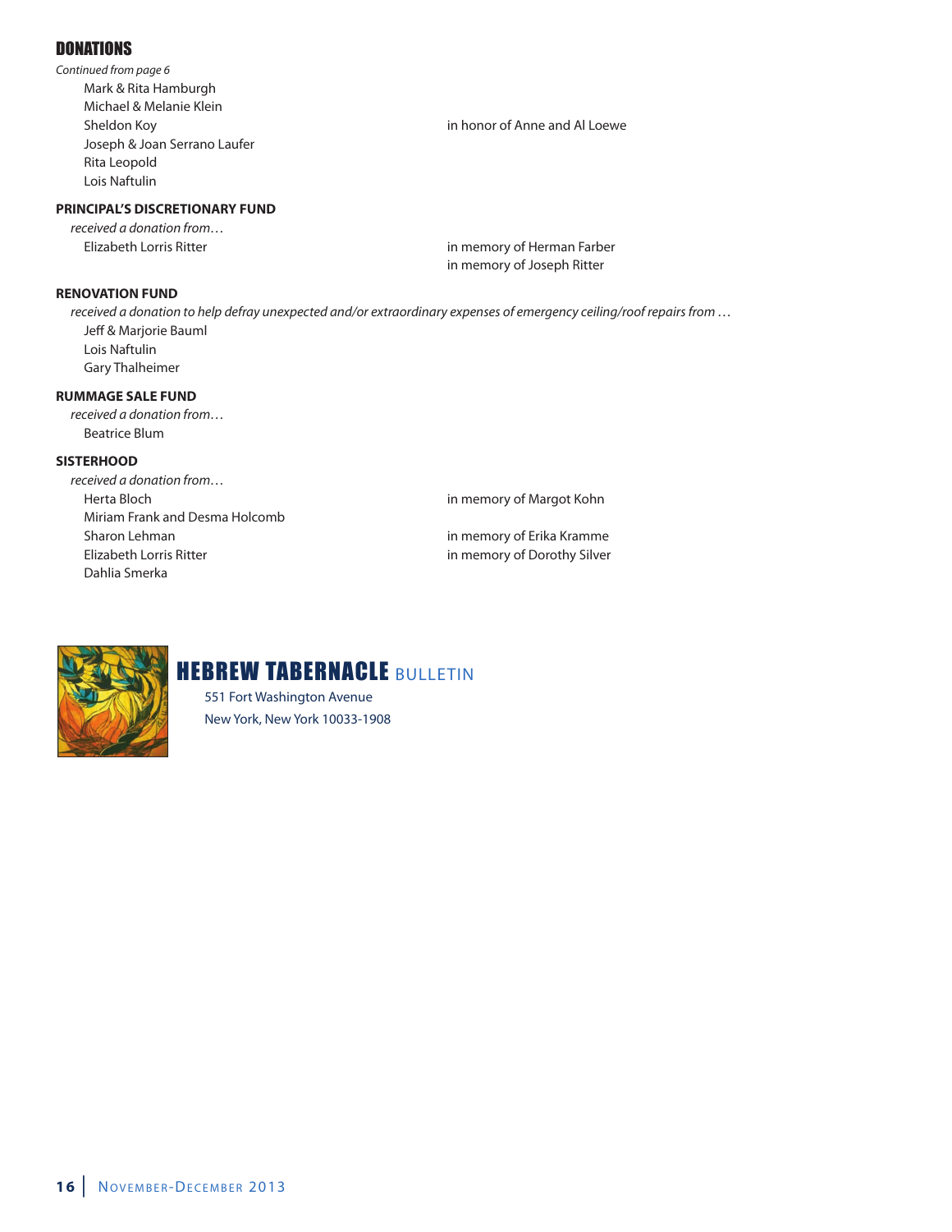## DONATIONS

*Continued from page 6*

Mark & Rita Hamburgh
Michael & Melanie Klein
Sheldon Koy — in honor of Anne and Al Loewe
Joseph & Joan Serrano Laufer
Rita Leopold
Lois Naftulin

**PRINCIPAL'S DISCRETIONARY FUND**

*received a donation from…*

Elizabeth Lorris Ritter — in memory of Herman Farber
in memory of Joseph Ritter

**RENOVATION FUND**

*received a donation to help defray unexpected and/or extraordinary expenses of emergency ceiling/roof repairs from …*

Jeff & Marjorie Bauml
Lois Naftulin
Gary Thalheimer

**RUMMAGE SALE FUND**

*received a donation from…*

Beatrice Blum

**SISTERHOOD**

*received a donation from…*

Herta Bloch — in memory of Margot Kohn
Miriam Frank and Desma Holcomb
Sharon Lehman — in memory of Erika Kramme
Elizabeth Lorris Ritter — in memory of Dorothy Silver
Dahlia Smerka

**HEBREW TABERNACLE** BULLETIN

551 Fort Washington Avenue
New York, New York 10033-1908